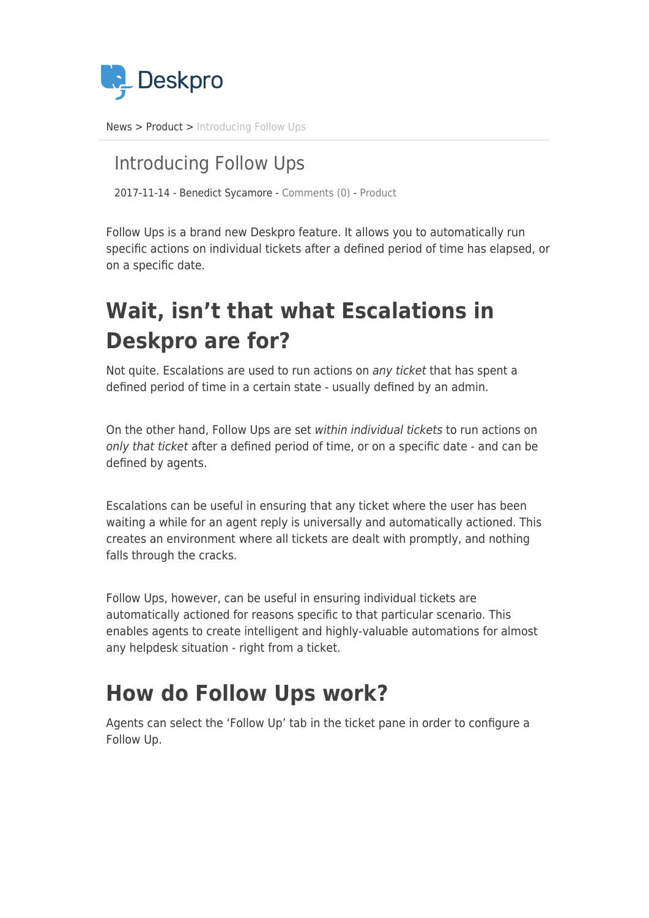News > Product > Introducing Follow Ups

# Introducing Follow Ups

2017-11-14 - Benedict Sycamore - Comments (0) - Product

Follow Ups is a brand new Deskpro feature. It allows you to automatically run specific actions on individual tickets after a defined period of time has elapsed, or on a specific date.

## Wait, isn't that what Escalations in Deskpro are for?

Not quite. Escalations are used to run actions on *any ticket* that has spent a defined period of time in a certain state - usually defined by an admin.

On the other hand, Follow Ups are set *within individual tickets* to run actions on *only that ticket* after a defined period of time, or on a specific date - and can be defined by agents.

Escalations can be useful in ensuring that any ticket where the user has been waiting a while for an agent reply is universally and automatically actioned. This creates an environment where all tickets are dealt with promptly, and nothing falls through the cracks.

Follow Ups, however, can be useful in ensuring individual tickets are automatically actioned for reasons specific to that particular scenario. This enables agents to create intelligent and highly-valuable automations for almost any helpdesk situation - right from a ticket.

## How do Follow Ups work?

Agents can select the 'Follow Up' tab in the ticket pane in order to configure a Follow Up.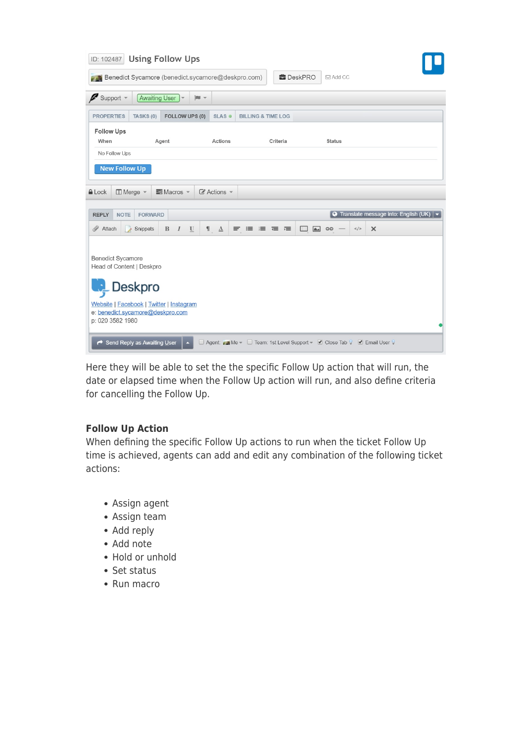Here they will be able to set the the specific Follow Up action that will run, the date or elapsed time when the Follow Up action will run, and also define criteria for cancelling the Follow Up.

### Follow Up Action

When defining the specific Follow Up actions to run when the ticket Follow Up time is achieved, agents can add and edit any combination of the following ticket actions:

- Assign agent
- Assign team
- Add reply
- Add note
- Hold or unhold
- Set status
- Run macro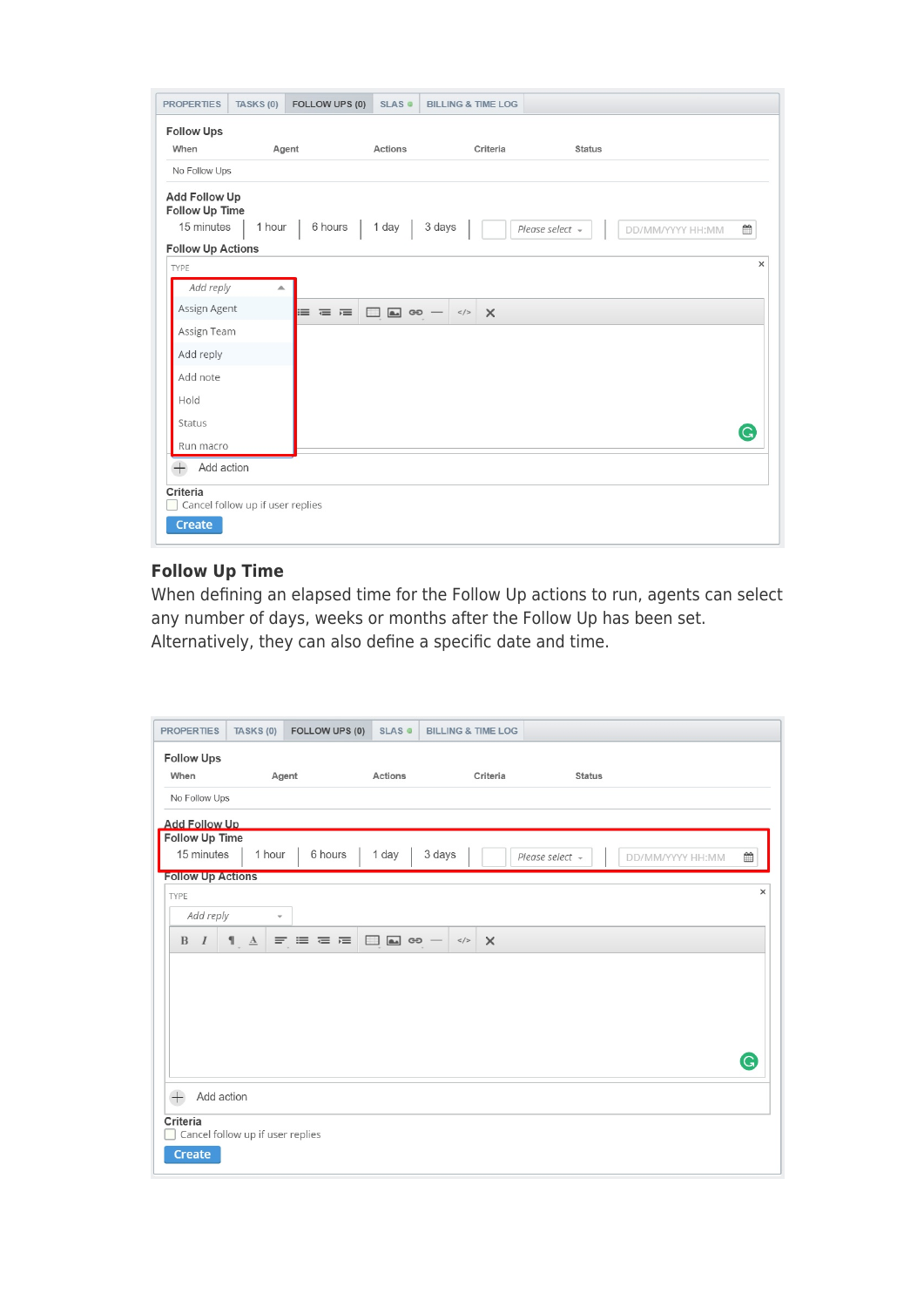## Follow Up Time

When defining an elapsed time for the Follow Up actions to run, agents can select any number of days, weeks or months after the Follow Up has been set. Alternatively, they can also define a specific date and time.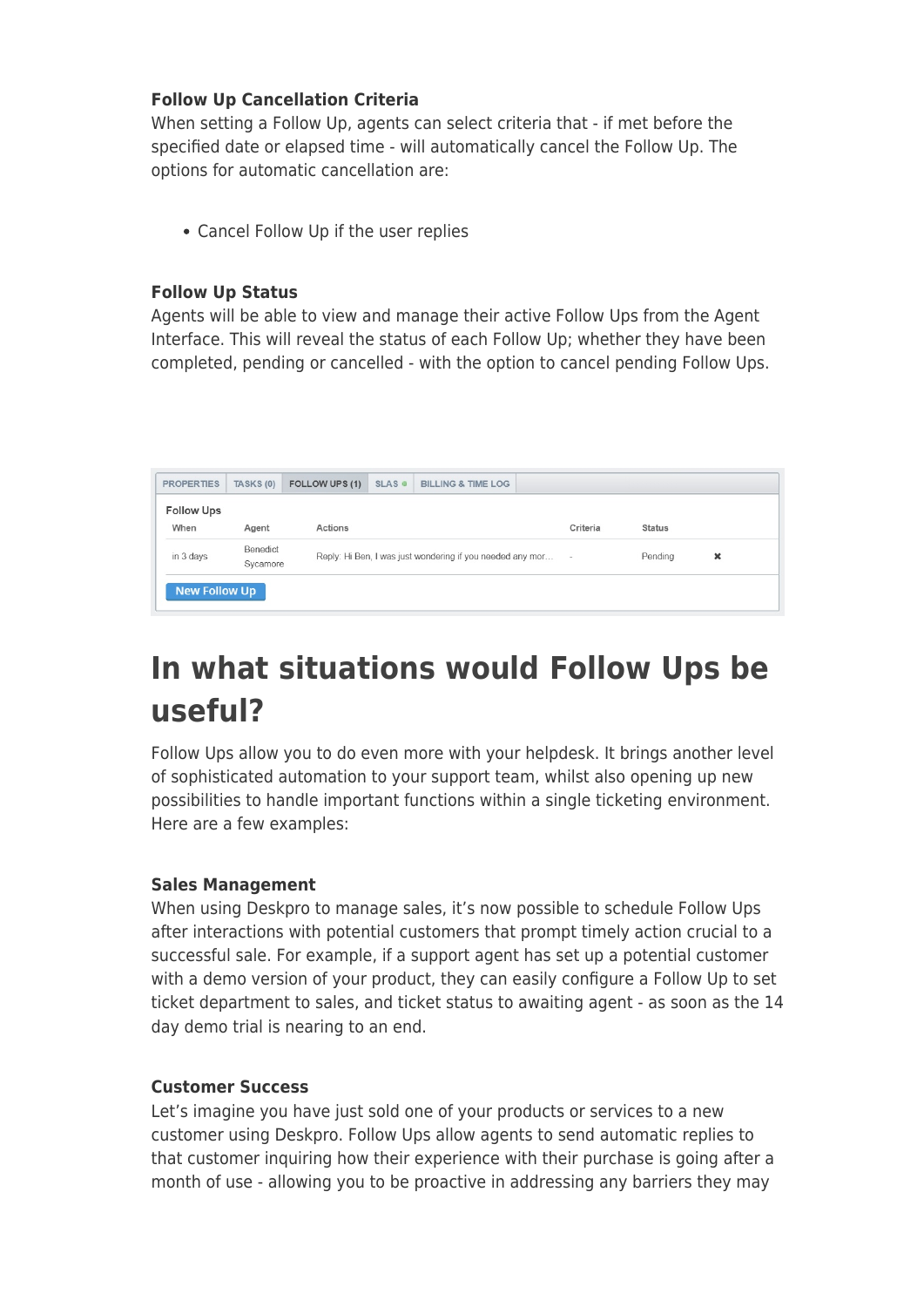### Follow Up Cancellation Criteria

When setting a Follow Up, agents can select criteria that - if met before the specified date or elapsed time - will automatically cancel the Follow Up. The options for automatic cancellation are:

- Cancel Follow Up if the user replies

### Follow Up Status

Agents will be able to view and manage their active Follow Ups from the Agent Interface. This will reveal the status of each Follow Up; whether they have been completed, pending or cancelled - with the option to cancel pending Follow Ups.

PROPERTIES | TASKS (0) | FOLLOW UPS (1) | SLAS | BILLING & TIME LOG

Follow Ups

| When | Agent | Actions | Criteria | Status | |
|---|---|---|---|---|---|
| in 3 days | Benedict Sycamore | Reply: Hi Ben, I was just wondering if you needed any mor... | - | Pending | ✖ |

New Follow Up

# In what situations would Follow Ups be useful?

Follow Ups allow you to do even more with your helpdesk. It brings another level of sophisticated automation to your support team, whilst also opening up new possibilities to handle important functions within a single ticketing environment. Here are a few examples:

### Sales Management

When using Deskpro to manage sales, it's now possible to schedule Follow Ups after interactions with potential customers that prompt timely action crucial to a successful sale. For example, if a support agent has set up a potential customer with a demo version of your product, they can easily configure a Follow Up to set ticket department to sales, and ticket status to awaiting agent - as soon as the 14 day demo trial is nearing to an end.

### Customer Success

Let's imagine you have just sold one of your products or services to a new customer using Deskpro. Follow Ups allow agents to send automatic replies to that customer inquiring how their experience with their purchase is going after a month of use - allowing you to be proactive in addressing any barriers they may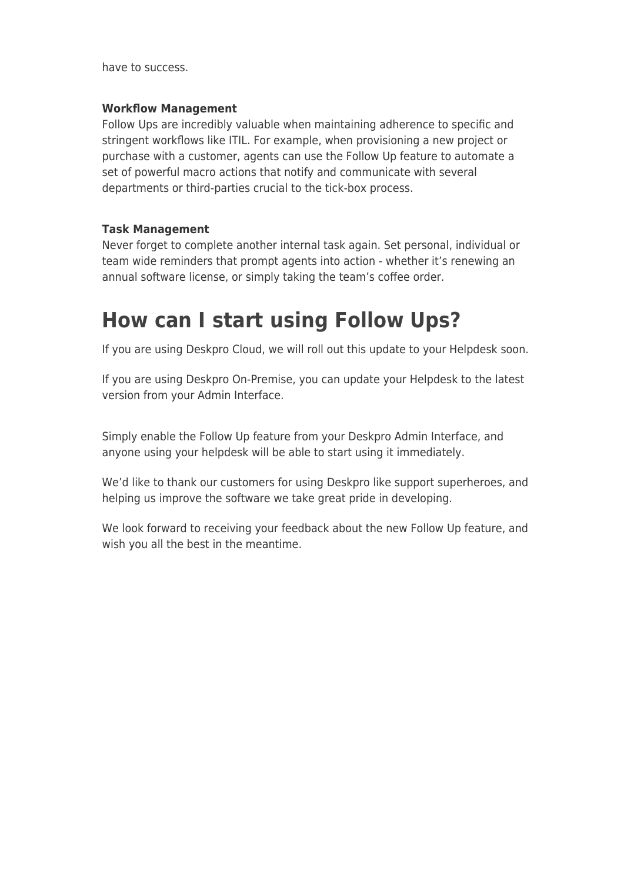have to success.

**Workflow Management**
Follow Ups are incredibly valuable when maintaining adherence to specific and stringent workflows like ITIL. For example, when provisioning a new project or purchase with a customer, agents can use the Follow Up feature to automate a set of powerful macro actions that notify and communicate with several departments or third-parties crucial to the tick-box process.

**Task Management**
Never forget to complete another internal task again. Set personal, individual or team wide reminders that prompt agents into action - whether it's renewing an annual software license, or simply taking the team's coffee order.

# How can I start using Follow Ups?

If you are using Deskpro Cloud, we will roll out this update to your Helpdesk soon.

If you are using Deskpro On-Premise, you can update your Helpdesk to the latest version from your Admin Interface.

Simply enable the Follow Up feature from your Deskpro Admin Interface, and anyone using your helpdesk will be able to start using it immediately.

We'd like to thank our customers for using Deskpro like support superheroes, and helping us improve the software we take great pride in developing.

We look forward to receiving your feedback about the new Follow Up feature, and wish you all the best in the meantime.